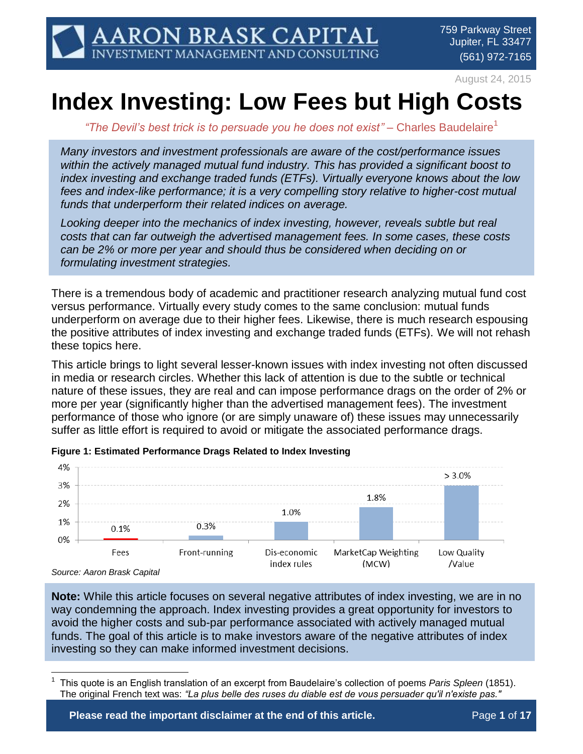AARON BRASK CAPITAL
INVESTMENT MANAGEMENT AND CONSULTING

759 Parkway Street
Jupiter, FL 33477
(561) 972-7165

August 24, 2015

# Index Investing: Low Fees but High Costs

*"The Devil's best trick is to persuade you he does not exist"* – Charles Baudelaire[1]

*Many investors and investment professionals are aware of the cost/performance issues within the actively managed mutual fund industry. This has provided a significant boost to index investing and exchange traded funds (ETFs). Virtually everyone knows about the low fees and index-like performance; it is a very compelling story relative to higher-cost mutual funds that underperform their related indices on average.*

*Looking deeper into the mechanics of index investing, however, reveals subtle but real costs that can far outweigh the advertised management fees. In some cases, these costs can be 2% or more per year and should thus be considered when deciding on or formulating investment strategies.*

There is a tremendous body of academic and practitioner research analyzing mutual fund cost versus performance. Virtually every study comes to the same conclusion: mutual funds underperform on average due to their higher fees. Likewise, there is much research espousing the positive attributes of index investing and exchange traded funds (ETFs). We will not rehash these topics here.

This article brings to light several lesser-known issues with index investing not often discussed in media or research circles. Whether this lack of attention is due to the subtle or technical nature of these issues, they are real and can impose performance drags on the order of 2% or more per year (significantly higher than the advertised management fees). The investment performance of those who ignore (or are simply unaware of) these issues may unnecessarily suffer as little effort is required to avoid or mitigate the associated performance drags.

**Figure 1: Estimated Performance Drags Related to Index Investing**

| Category | Estimated Performance Drag |
| --- | --- |
| Fees | 0.1% |
| Front-running | 0.3% |
| Dis-economic index rules | 1.0% |
| MarketCap Weighting (MCW) | 1.8% |
| Low Quality /Value | > 3.0% |

*Source: Aaron Brask Capital*

**Note:** While this article focuses on several negative attributes of index investing, we are in no way condemning the approach. Index investing provides a great opportunity for investors to avoid the higher costs and sub-par performance associated with actively managed mutual funds. The goal of this article is to make investors aware of the negative attributes of index investing so they can make informed investment decisions.

[1] This quote is an English translation of an excerpt from Baudelaire's collection of poems *Paris Spleen* (1851). The original French text was: *"La plus belle des ruses du diable est de vous persuader qu'il n'existe pas."*

**Please read the important disclaimer at the end of this article.**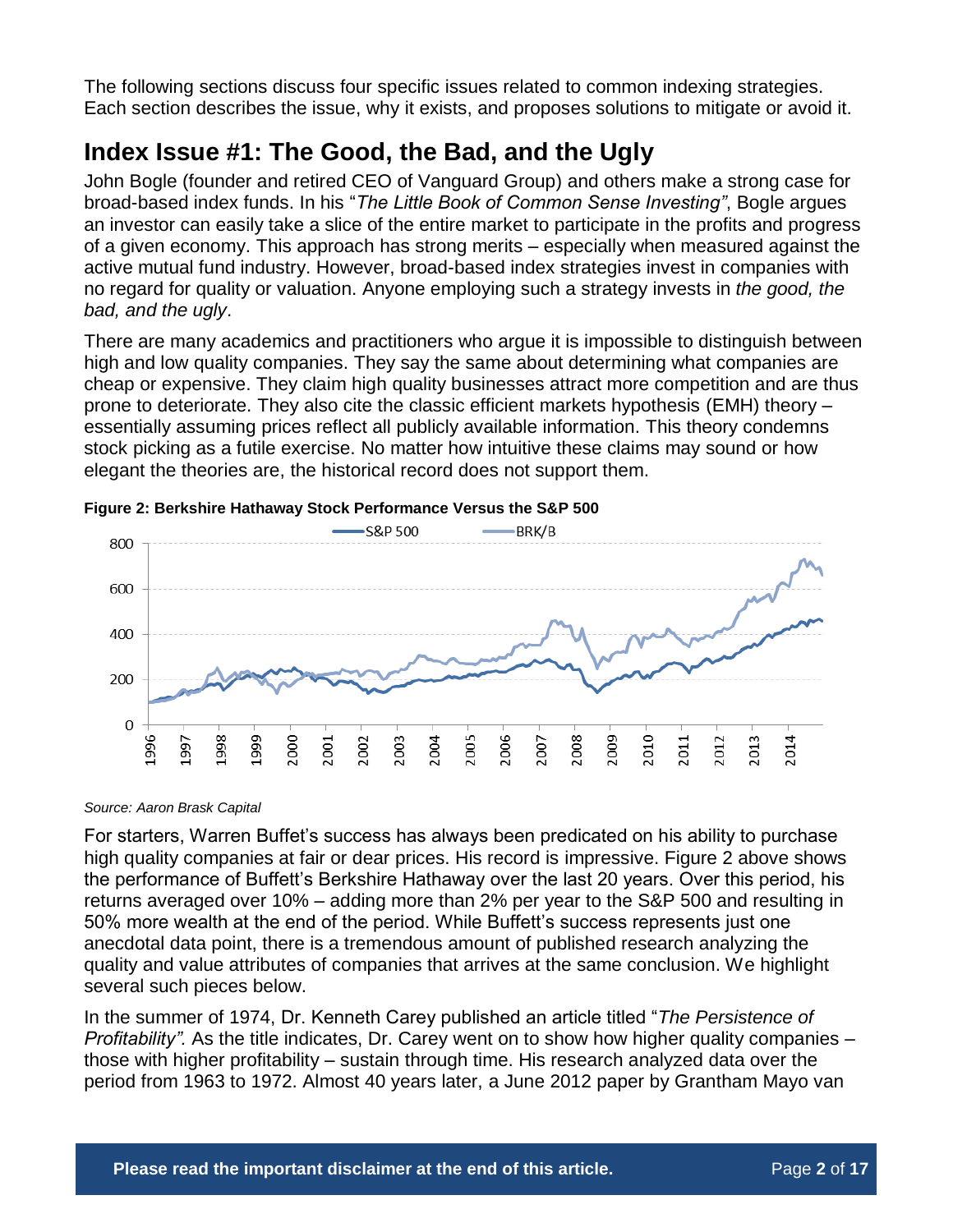The following sections discuss four specific issues related to common indexing strategies. Each section describes the issue, why it exists, and proposes solutions to mitigate or avoid it.

## Index Issue #1: The Good, the Bad, and the Ugly

John Bogle (founder and retired CEO of Vanguard Group) and others make a strong case for broad-based index funds. In his "*The Little Book of Common Sense Investing"*, Bogle argues an investor can easily take a slice of the entire market to participate in the profits and progress of a given economy. This approach has strong merits – especially when measured against the active mutual fund industry. However, broad-based index strategies invest in companies with no regard for quality or valuation. Anyone employing such a strategy invests in *the good, the bad, and the ugly*.

There are many academics and practitioners who argue it is impossible to distinguish between high and low quality companies. They say the same about determining what companies are cheap or expensive. They claim high quality businesses attract more competition and are thus prone to deteriorate. They also cite the classic efficient markets hypothesis (EMH) theory – essentially assuming prices reflect all publicly available information. This theory condemns stock picking as a futile exercise. No matter how intuitive these claims may sound or how elegant the theories are, the historical record does not support them.

**Figure 2: Berkshire Hathaway Stock Performance Versus the S&P 500**

*Source: Aaron Brask Capital*

For starters, Warren Buffet's success has always been predicated on his ability to purchase high quality companies at fair or dear prices. His record is impressive. Figure 2 above shows the performance of Buffett's Berkshire Hathaway over the last 20 years. Over this period, his returns averaged over 10% – adding more than 2% per year to the S&P 500 and resulting in 50% more wealth at the end of the period. While Buffett's success represents just one anecdotal data point, there is a tremendous amount of published research analyzing the quality and value attributes of companies that arrives at the same conclusion. We highlight several such pieces below.

In the summer of 1974, Dr. Kenneth Carey published an article titled "*The Persistence of Profitability".* As the title indicates, Dr. Carey went on to show how higher quality companies – those with higher profitability – sustain through time. His research analyzed data over the period from 1963 to 1972. Almost 40 years later, a June 2012 paper by Grantham Mayo van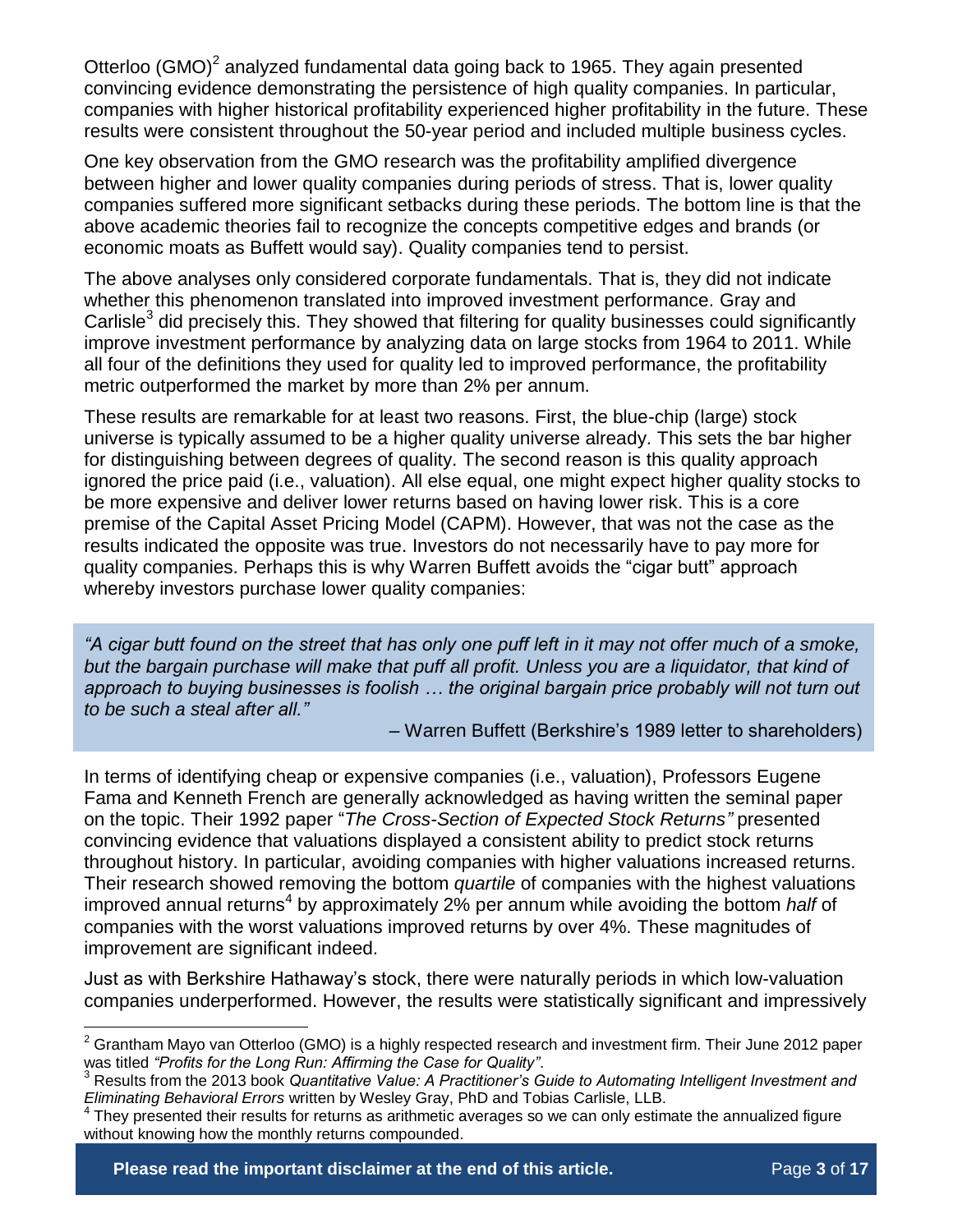Otterloo (GMO)[2] analyzed fundamental data going back to 1965. They again presented convincing evidence demonstrating the persistence of high quality companies. In particular, companies with higher historical profitability experienced higher profitability in the future. These results were consistent throughout the 50-year period and included multiple business cycles.

One key observation from the GMO research was the profitability amplified divergence between higher and lower quality companies during periods of stress. That is, lower quality companies suffered more significant setbacks during these periods. The bottom line is that the above academic theories fail to recognize the concepts competitive edges and brands (or economic moats as Buffett would say). Quality companies tend to persist.

The above analyses only considered corporate fundamentals. That is, they did not indicate whether this phenomenon translated into improved investment performance. Gray and Carlisle[3] did precisely this. They showed that filtering for quality businesses could significantly improve investment performance by analyzing data on large stocks from 1964 to 2011. While all four of the definitions they used for quality led to improved performance, the profitability metric outperformed the market by more than 2% per annum.

These results are remarkable for at least two reasons. First, the blue-chip (large) stock universe is typically assumed to be a higher quality universe already. This sets the bar higher for distinguishing between degrees of quality. The second reason is this quality approach ignored the price paid (i.e., valuation). All else equal, one might expect higher quality stocks to be more expensive and deliver lower returns based on having lower risk. This is a core premise of the Capital Asset Pricing Model (CAPM). However, that was not the case as the results indicated the opposite was true. Investors do not necessarily have to pay more for quality companies. Perhaps this is why Warren Buffett avoids the "cigar butt" approach whereby investors purchase lower quality companies:

> *"A cigar butt found on the street that has only one puff left in it may not offer much of a smoke, but the bargain purchase will make that puff all profit. Unless you are a liquidator, that kind of approach to buying businesses is foolish … the original bargain price probably will not turn out to be such a steal after all."*
>
> – Warren Buffett (Berkshire's 1989 letter to shareholders)

In terms of identifying cheap or expensive companies (i.e., valuation), Professors Eugene Fama and Kenneth French are generally acknowledged as having written the seminal paper on the topic. Their 1992 paper "*The Cross-Section of Expected Stock Returns"* presented convincing evidence that valuations displayed a consistent ability to predict stock returns throughout history. In particular, avoiding companies with higher valuations increased returns. Their research showed removing the bottom *quartile* of companies with the highest valuations improved annual returns[4] by approximately 2% per annum while avoiding the bottom *half* of companies with the worst valuations improved returns by over 4%. These magnitudes of improvement are significant indeed.

Just as with Berkshire Hathaway's stock, there were naturally periods in which low-valuation companies underperformed. However, the results were statistically significant and impressively

---

[2] Grantham Mayo van Otterloo (GMO) is a highly respected research and investment firm. Their June 2012 paper was titled *"Profits for the Long Run: Affirming the Case for Quality"*.

[3] Results from the 2013 book *Quantitative Value: A Practitioner's Guide to Automating Intelligent Investment and Eliminating Behavioral Errors* written by Wesley Gray, PhD and Tobias Carlisle, LLB.

[4] They presented their results for returns as arithmetic averages so we can only estimate the annualized figure without knowing how the monthly returns compounded.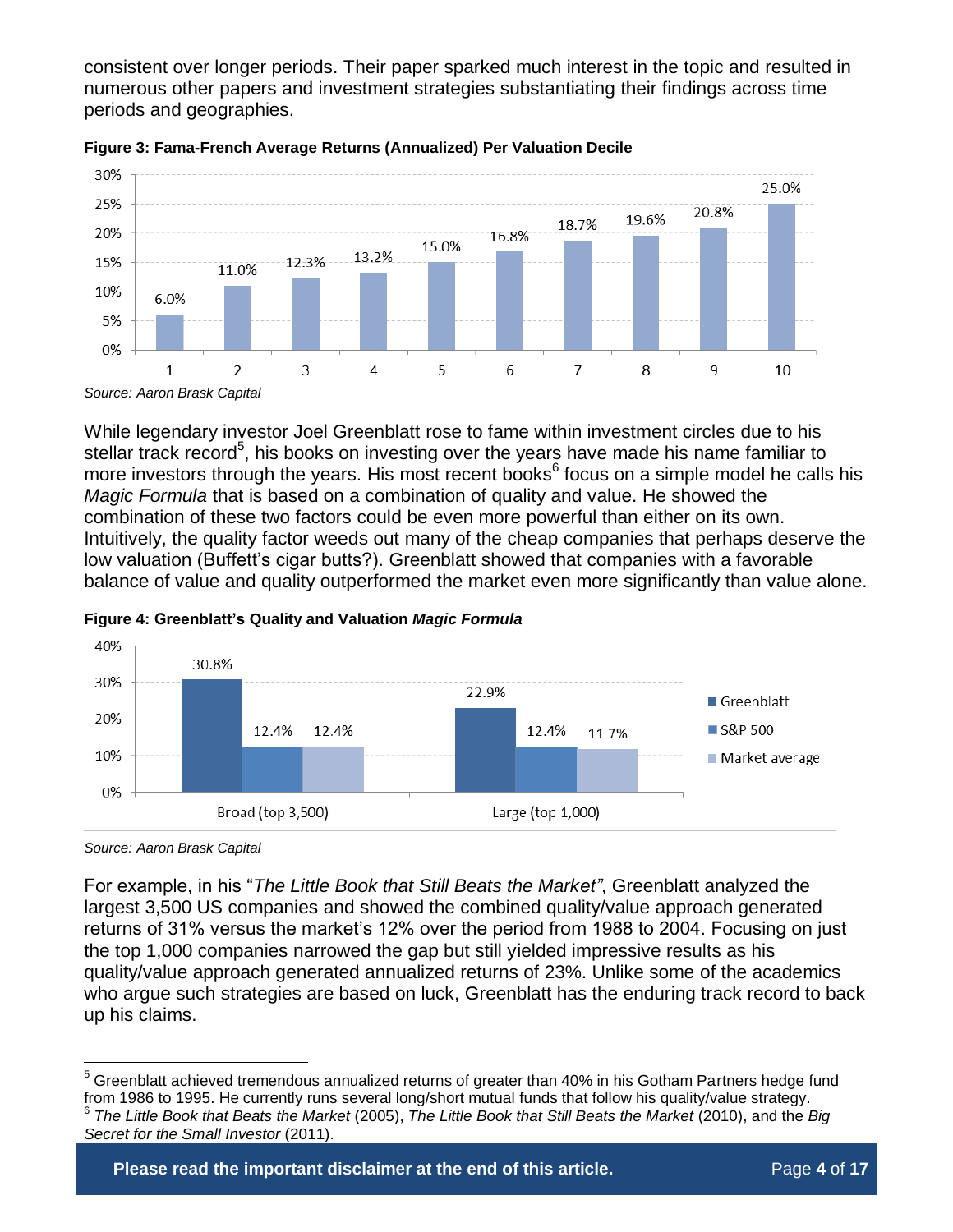consistent over longer periods. Their paper sparked much interest in the topic and resulted in numerous other papers and investment strategies substantiating their findings across time periods and geographies.

**Figure 3: Fama-French Average Returns (Annualized) Per Valuation Decile**

| Decile | 1 | 2 | 3 | 4 | 5 | 6 | 7 | 8 | 9 | 10 |
|---|---|---|---|---|---|---|---|---|---|---|
| Average Return | 6.0% | 11.0% | 12.3% | 13.2% | 15.0% | 16.8% | 18.7% | 19.6% | 20.8% | 25.0% |

*Source: Aaron Brask Capital*

While legendary investor Joel Greenblatt rose to fame within investment circles due to his stellar track record[5], his books on investing over the years have made his name familiar to more investors through the years. His most recent books[6] focus on a simple model he calls his *Magic Formula* that is based on a combination of quality and value. He showed the combination of these two factors could be even more powerful than either on its own. Intuitively, the quality factor weeds out many of the cheap companies that perhaps deserve the low valuation (Buffett's cigar butts?). Greenblatt showed that companies with a favorable balance of value and quality outperformed the market even more significantly than value alone.

**Figure 4: Greenblatt's Quality and Valuation *Magic Formula***

| | Greenblatt | S&P 500 | Market average |
|---|---|---|---|
| Broad (top 3,500) | 30.8% | 12.4% | 12.4% |
| Large (top 1,000) | 22.9% | 12.4% | 11.7% |

*Source: Aaron Brask Capital*

For example, in his "*The Little Book that Still Beats the Market"*, Greenblatt analyzed the largest 3,500 US companies and showed the combined quality/value approach generated returns of 31% versus the market's 12% over the period from 1988 to 2004. Focusing on just the top 1,000 companies narrowed the gap but still yielded impressive results as his quality/value approach generated annualized returns of 23%. Unlike some of the academics who argue such strategies are based on luck, Greenblatt has the enduring track record to back up his claims.

---

[5] Greenblatt achieved tremendous annualized returns of greater than 40% in his Gotham Partners hedge fund from 1986 to 1995. He currently runs several long/short mutual funds that follow his quality/value strategy.

[6] *The Little Book that Beats the Market* (2005), *The Little Book that Still Beats the Market* (2010), and the *Big Secret for the Small Investor* (2011).

**Please read the important disclaimer at the end of this article.**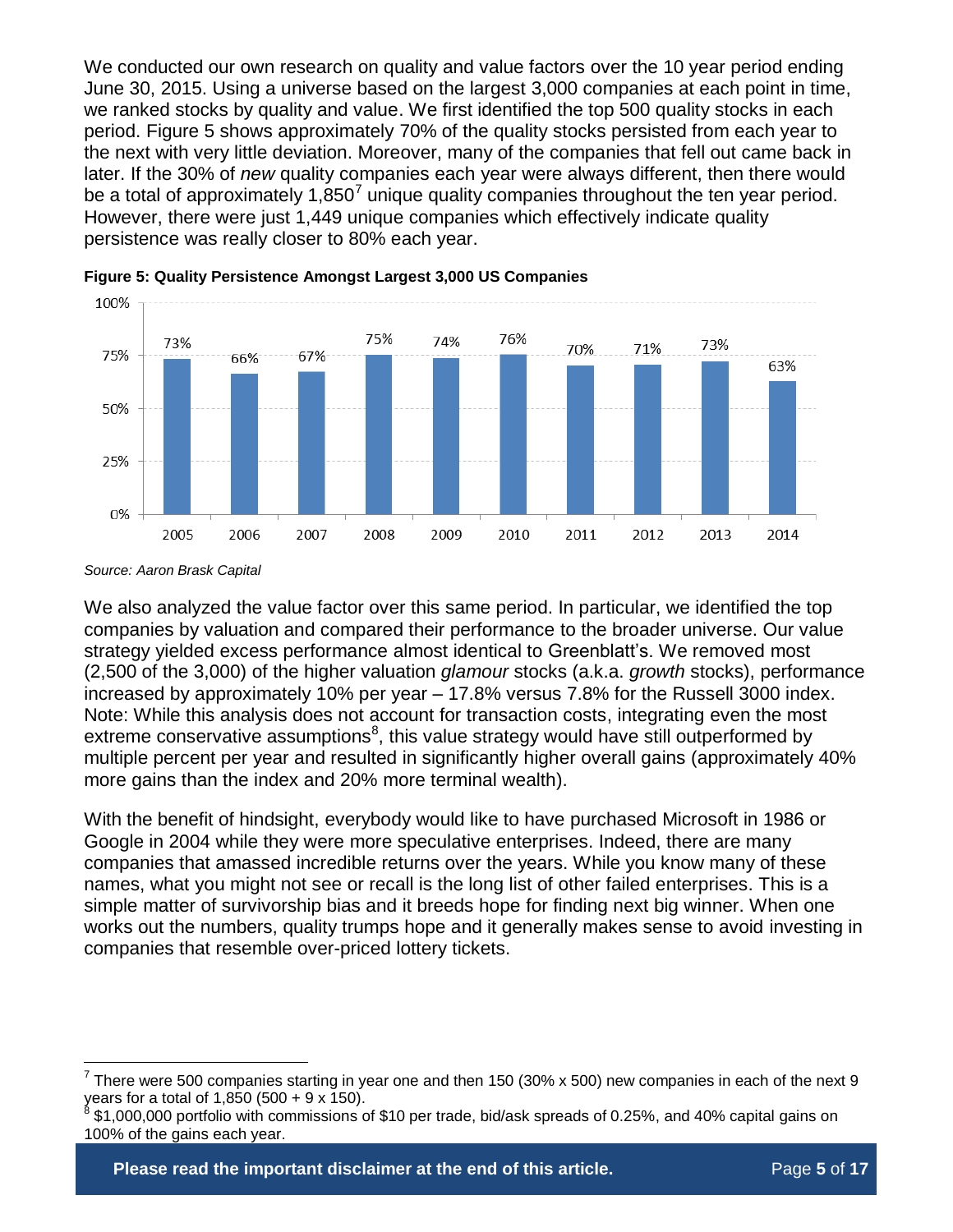We conducted our own research on quality and value factors over the 10 year period ending June 30, 2015. Using a universe based on the largest 3,000 companies at each point in time, we ranked stocks by quality and value. We first identified the top 500 quality stocks in each period. Figure 5 shows approximately 70% of the quality stocks persisted from each year to the next with very little deviation. Moreover, many of the companies that fell out came back in later. If the 30% of *new* quality companies each year were always different, then there would be a total of approximately 1,850[7] unique quality companies throughout the ten year period. However, there were just 1,449 unique companies which effectively indicate quality persistence was really closer to 80% each year.

**Figure 5: Quality Persistence Amongst Largest 3,000 US Companies**

| Year | Persistence |
|---|---|
| 2005 | 73% |
| 2006 | 66% |
| 2007 | 67% |
| 2008 | 75% |
| 2009 | 74% |
| 2010 | 76% |
| 2011 | 70% |
| 2012 | 71% |
| 2013 | 73% |
| 2014 | 63% |

*Source: Aaron Brask Capital*

We also analyzed the value factor over this same period. In particular, we identified the top companies by valuation and compared their performance to the broader universe. Our value strategy yielded excess performance almost identical to Greenblatt's. We removed most (2,500 of the 3,000) of the higher valuation *glamour* stocks (a.k.a. *growth* stocks), performance increased by approximately 10% per year – 17.8% versus 7.8% for the Russell 3000 index. Note: While this analysis does not account for transaction costs, integrating even the most extreme conservative assumptions[8], this value strategy would have still outperformed by multiple percent per year and resulted in significantly higher overall gains (approximately 40% more gains than the index and 20% more terminal wealth).

With the benefit of hindsight, everybody would like to have purchased Microsoft in 1986 or Google in 2004 while they were more speculative enterprises. Indeed, there are many companies that amassed incredible returns over the years. While you know many of these names, what you might not see or recall is the long list of other failed enterprises. This is a simple matter of survivorship bias and it breeds hope for finding next big winner. When one works out the numbers, quality trumps hope and it generally makes sense to avoid investing in companies that resemble over-priced lottery tickets.

---

[7] There were 500 companies starting in year one and then 150 (30% x 500) new companies in each of the next 9 years for a total of 1,850 (500 + 9 x 150).

[8] $1,000,000 portfolio with commissions of $10 per trade, bid/ask spreads of 0.25%, and 40% capital gains on 100% of the gains each year.

**Please read the important disclaimer at the end of this article.**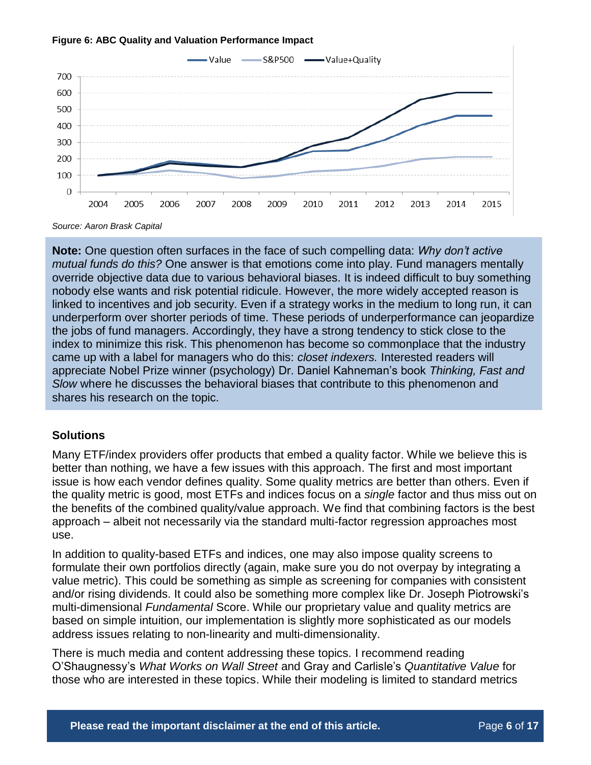**Figure 6: ABC Quality and Valuation Performance Impact**

*Source: Aaron Brask Capital*

**Note:** One question often surfaces in the face of such compelling data: *Why don't active mutual funds do this?* One answer is that emotions come into play. Fund managers mentally override objective data due to various behavioral biases. It is indeed difficult to buy something nobody else wants and risk potential ridicule. However, the more widely accepted reason is linked to incentives and job security. Even if a strategy works in the medium to long run, it can underperform over shorter periods of time. These periods of underperformance can jeopardize the jobs of fund managers. Accordingly, they have a strong tendency to stick close to the index to minimize this risk. This phenomenon has become so commonplace that the industry came up with a label for managers who do this: *closet indexers.* Interested readers will appreciate Nobel Prize winner (psychology) Dr. Daniel Kahneman's book *Thinking, Fast and Slow* where he discusses the behavioral biases that contribute to this phenomenon and shares his research on the topic.

## Solutions

Many ETF/index providers offer products that embed a quality factor. While we believe this is better than nothing, we have a few issues with this approach. The first and most important issue is how each vendor defines quality. Some quality metrics are better than others. Even if the quality metric is good, most ETFs and indices focus on a *single* factor and thus miss out on the benefits of the combined quality/value approach. We find that combining factors is the best approach – albeit not necessarily via the standard multi-factor regression approaches most use.

In addition to quality-based ETFs and indices, one may also impose quality screens to formulate their own portfolios directly (again, make sure you do not overpay by integrating a value metric). This could be something as simple as screening for companies with consistent and/or rising dividends. It could also be something more complex like Dr. Joseph Piotrowski's multi-dimensional *Fundamental* Score. While our proprietary value and quality metrics are based on simple intuition, our implementation is slightly more sophisticated as our models address issues relating to non-linearity and multi-dimensionality.

There is much media and content addressing these topics. I recommend reading O'Shaugnessy's *What Works on Wall Street* and Gray and Carlisle's *Quantitative Value* for those who are interested in these topics. While their modeling is limited to standard metrics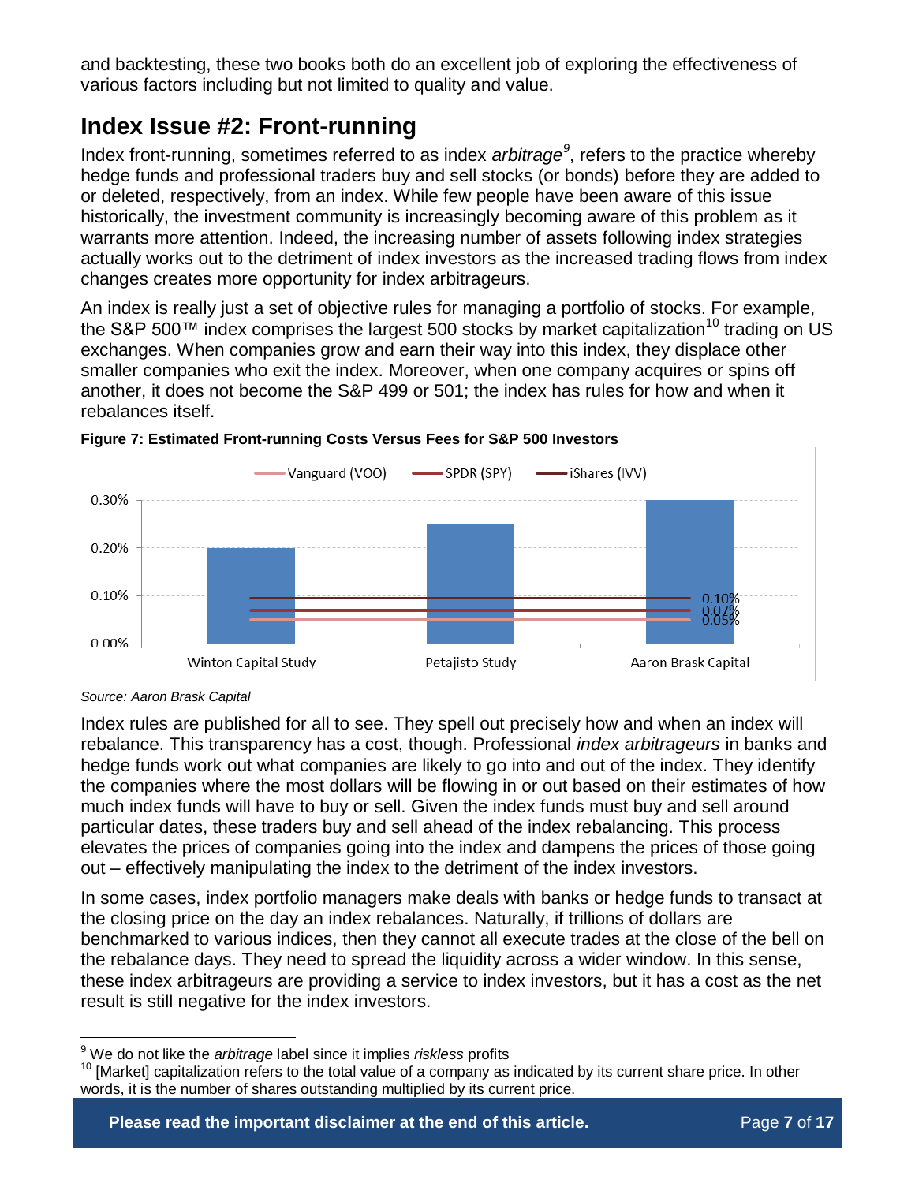and backtesting, these two books both do an excellent job of exploring the effectiveness of various factors including but not limited to quality and value.

## Index Issue #2: Front-running

Index front-running, sometimes referred to as index *arbitrage*[9], refers to the practice whereby hedge funds and professional traders buy and sell stocks (or bonds) before they are added to or deleted, respectively, from an index. While few people have been aware of this issue historically, the investment community is increasingly becoming aware of this problem as it warrants more attention. Indeed, the increasing number of assets following index strategies actually works out to the detriment of index investors as the increased trading flows from index changes creates more opportunity for index arbitrageurs.

An index is really just a set of objective rules for managing a portfolio of stocks. For example, the S&P 500™ index comprises the largest 500 stocks by market capitalization[10] trading on US exchanges. When companies grow and earn their way into this index, they displace other smaller companies who exit the index. Moreover, when one company acquires or spins off another, it does not become the S&P 499 or 501; the index has rules for how and when it rebalances itself.

**Figure 7: Estimated Front-running Costs Versus Fees for S&P 500 Investors**

| | Winton Capital Study | Petajisto Study | Aaron Brask Capital |
|---|---|---|---|
| Estimated front-running cost | 0.20% | 0.25% | 0.30% |
| Vanguard (VOO) | 0.05% | 0.05% | 0.05% |
| SPDR (SPY) | 0.07% | 0.07% | 0.07% |
| iShares (IVV) | 0.10% | 0.10% | 0.10% |

*Source: Aaron Brask Capital*

Index rules are published for all to see. They spell out precisely how and when an index will rebalance. This transparency has a cost, though. Professional *index arbitrageurs* in banks and hedge funds work out what companies are likely to go into and out of the index. They identify the companies where the most dollars will be flowing in or out based on their estimates of how much index funds will have to buy or sell. Given the index funds must buy and sell around particular dates, these traders buy and sell ahead of the index rebalancing. This process elevates the prices of companies going into the index and dampens the prices of those going out – effectively manipulating the index to the detriment of the index investors.

In some cases, index portfolio managers make deals with banks or hedge funds to transact at the closing price on the day an index rebalances. Naturally, if trillions of dollars are benchmarked to various indices, then they cannot all execute trades at the close of the bell on the rebalance days. They need to spread the liquidity across a wider window. In this sense, these index arbitrageurs are providing a service to index investors, but it has a cost as the net result is still negative for the index investors.

---

[9] We do not like the *arbitrage* label since it implies *riskless* profits

[10] [Market] capitalization refers to the total value of a company as indicated by its current share price. In other words, it is the number of shares outstanding multiplied by its current price.

**Please read the important disclaimer at the end of this article.**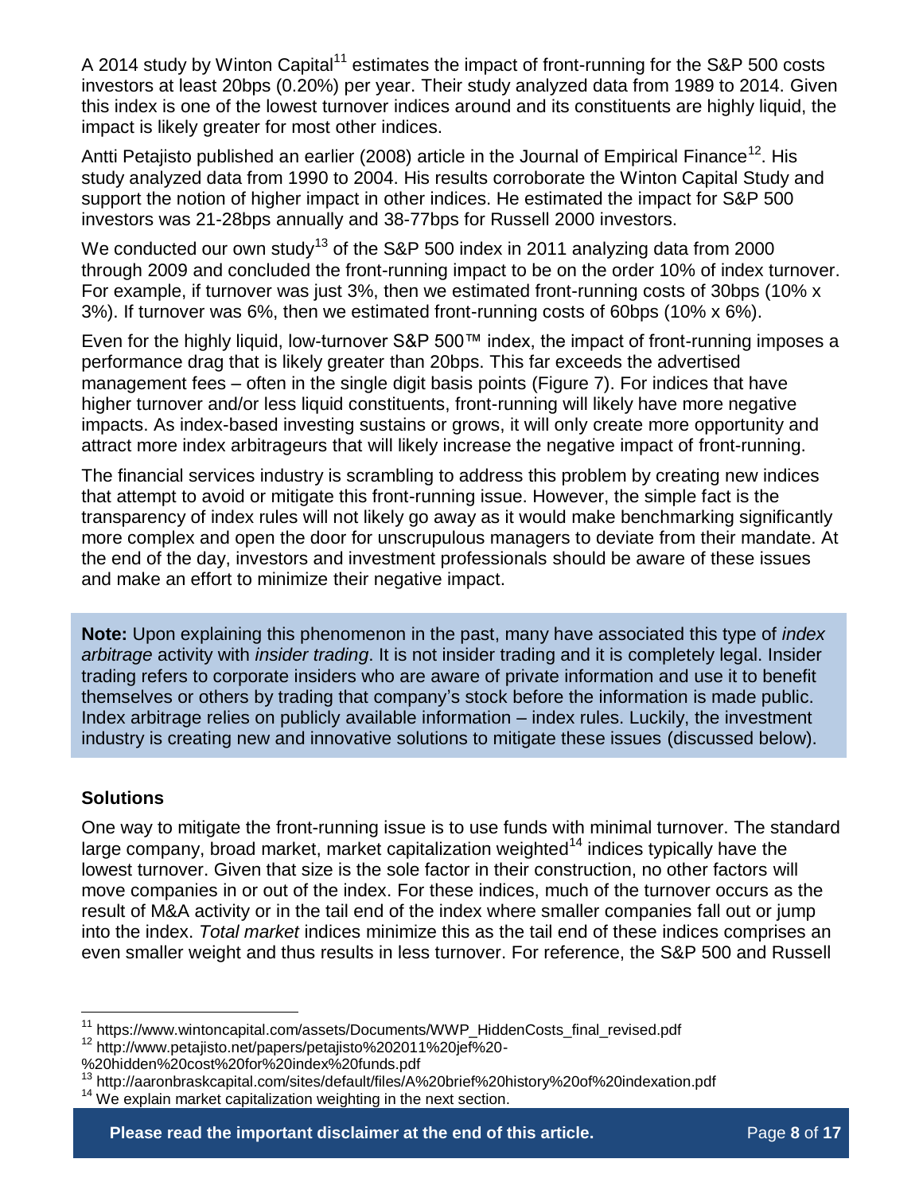A 2014 study by Winton Capital[11] estimates the impact of front-running for the S&P 500 costs investors at least 20bps (0.20%) per year. Their study analyzed data from 1989 to 2014. Given this index is one of the lowest turnover indices around and its constituents are highly liquid, the impact is likely greater for most other indices.

Antti Petajisto published an earlier (2008) article in the Journal of Empirical Finance[12]. His study analyzed data from 1990 to 2004. His results corroborate the Winton Capital Study and support the notion of higher impact in other indices. He estimated the impact for S&P 500 investors was 21-28bps annually and 38-77bps for Russell 2000 investors.

We conducted our own study[13] of the S&P 500 index in 2011 analyzing data from 2000 through 2009 and concluded the front-running impact to be on the order 10% of index turnover. For example, if turnover was just 3%, then we estimated front-running costs of 30bps (10% x 3%). If turnover was 6%, then we estimated front-running costs of 60bps (10% x 6%).

Even for the highly liquid, low-turnover S&P 500™ index, the impact of front-running imposes a performance drag that is likely greater than 20bps. This far exceeds the advertised management fees – often in the single digit basis points (Figure 7). For indices that have higher turnover and/or less liquid constituents, front-running will likely have more negative impacts. As index-based investing sustains or grows, it will only create more opportunity and attract more index arbitrageurs that will likely increase the negative impact of front-running.

The financial services industry is scrambling to address this problem by creating new indices that attempt to avoid or mitigate this front-running issue. However, the simple fact is the transparency of index rules will not likely go away as it would make benchmarking significantly more complex and open the door for unscrupulous managers to deviate from their mandate. At the end of the day, investors and investment professionals should be aware of these issues and make an effort to minimize their negative impact.

**Note:** Upon explaining this phenomenon in the past, many have associated this type of *index arbitrage* activity with *insider trading*. It is not insider trading and it is completely legal. Insider trading refers to corporate insiders who are aware of private information and use it to benefit themselves or others by trading that company's stock before the information is made public. Index arbitrage relies on publicly available information – index rules. Luckily, the investment industry is creating new and innovative solutions to mitigate these issues (discussed below).

### Solutions

One way to mitigate the front-running issue is to use funds with minimal turnover. The standard large company, broad market, market capitalization weighted[14] indices typically have the lowest turnover. Given that size is the sole factor in their construction, no other factors will move companies in or out of the index. For these indices, much of the turnover occurs as the result of M&A activity or in the tail end of the index where smaller companies fall out or jump into the index. *Total market* indices minimize this as the tail end of these indices comprises an even smaller weight and thus results in less turnover. For reference, the S&P 500 and Russell

---

[11] https://www.wintoncapital.com/assets/Documents/WWP_HiddenCosts_final_revised.pdf

[12] http://www.petajisto.net/papers/petajisto%202011%20jef%20-%20hidden%20cost%20for%20index%20funds.pdf

[13] http://aaronbraskcapital.com/sites/default/files/A%20brief%20history%20of%20indexation.pdf

[14] We explain market capitalization weighting in the next section.

**Please read the important disclaimer at the end of this article.**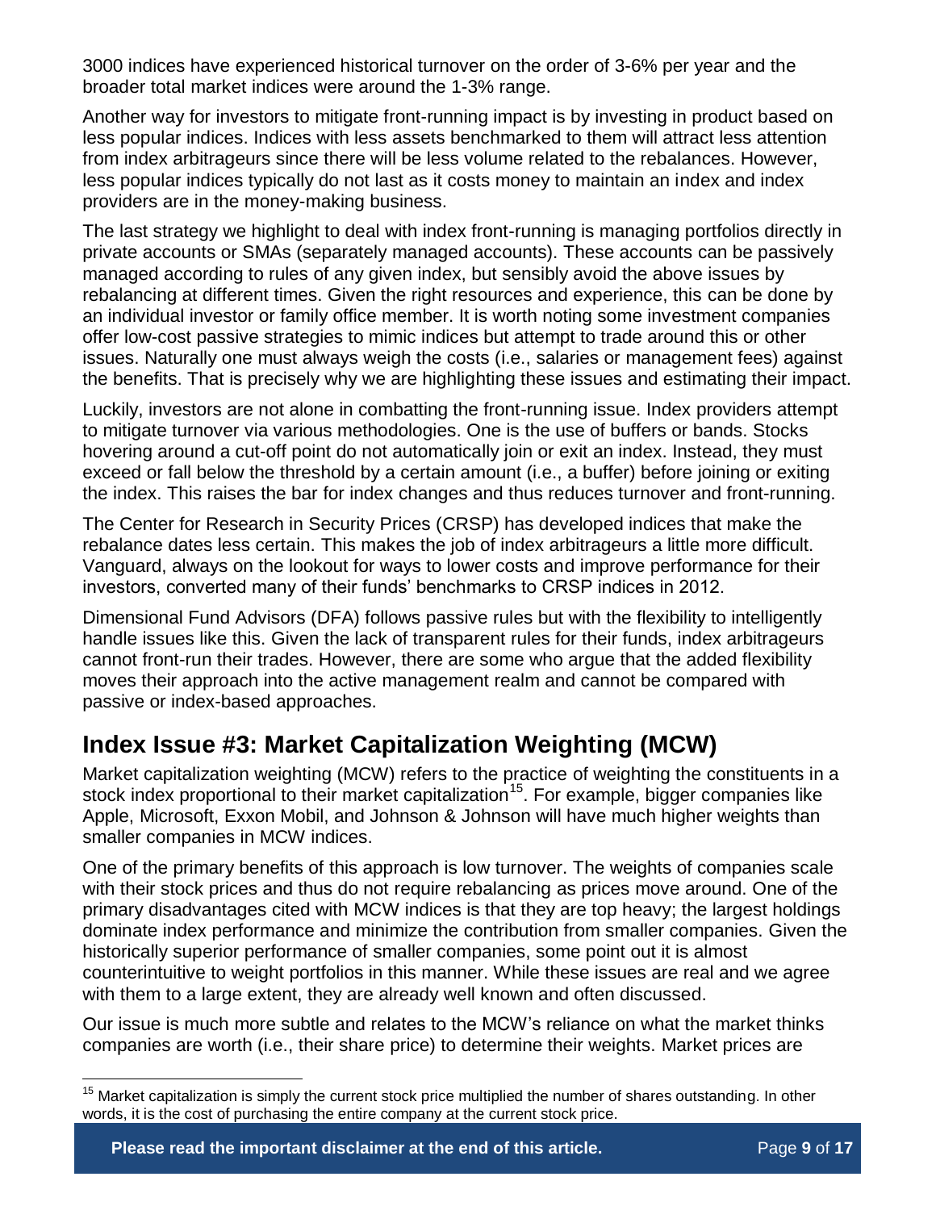3000 indices have experienced historical turnover on the order of 3-6% per year and the broader total market indices were around the 1-3% range.

Another way for investors to mitigate front-running impact is by investing in product based on less popular indices. Indices with less assets benchmarked to them will attract less attention from index arbitrageurs since there will be less volume related to the rebalances. However, less popular indices typically do not last as it costs money to maintain an index and index providers are in the money-making business.

The last strategy we highlight to deal with index front-running is managing portfolios directly in private accounts or SMAs (separately managed accounts). These accounts can be passively managed according to rules of any given index, but sensibly avoid the above issues by rebalancing at different times. Given the right resources and experience, this can be done by an individual investor or family office member. It is worth noting some investment companies offer low-cost passive strategies to mimic indices but attempt to trade around this or other issues. Naturally one must always weigh the costs (i.e., salaries or management fees) against the benefits. That is precisely why we are highlighting these issues and estimating their impact.

Luckily, investors are not alone in combatting the front-running issue. Index providers attempt to mitigate turnover via various methodologies. One is the use of buffers or bands. Stocks hovering around a cut-off point do not automatically join or exit an index. Instead, they must exceed or fall below the threshold by a certain amount (i.e., a buffer) before joining or exiting the index. This raises the bar for index changes and thus reduces turnover and front-running.

The Center for Research in Security Prices (CRSP) has developed indices that make the rebalance dates less certain. This makes the job of index arbitrageurs a little more difficult. Vanguard, always on the lookout for ways to lower costs and improve performance for their investors, converted many of their funds' benchmarks to CRSP indices in 2012.

Dimensional Fund Advisors (DFA) follows passive rules but with the flexibility to intelligently handle issues like this. Given the lack of transparent rules for their funds, index arbitrageurs cannot front-run their trades. However, there are some who argue that the added flexibility moves their approach into the active management realm and cannot be compared with passive or index-based approaches.

## Index Issue #3: Market Capitalization Weighting (MCW)

Market capitalization weighting (MCW) refers to the practice of weighting the constituents in a stock index proportional to their market capitalization[15]. For example, bigger companies like Apple, Microsoft, Exxon Mobil, and Johnson & Johnson will have much higher weights than smaller companies in MCW indices.

One of the primary benefits of this approach is low turnover. The weights of companies scale with their stock prices and thus do not require rebalancing as prices move around. One of the primary disadvantages cited with MCW indices is that they are top heavy; the largest holdings dominate index performance and minimize the contribution from smaller companies. Given the historically superior performance of smaller companies, some point out it is almost counterintuitive to weight portfolios in this manner. While these issues are real and we agree with them to a large extent, they are already well known and often discussed.

Our issue is much more subtle and relates to the MCW's reliance on what the market thinks companies are worth (i.e., their share price) to determine their weights. Market prices are

[15] Market capitalization is simply the current stock price multiplied the number of shares outstanding. In other words, it is the cost of purchasing the entire company at the current stock price.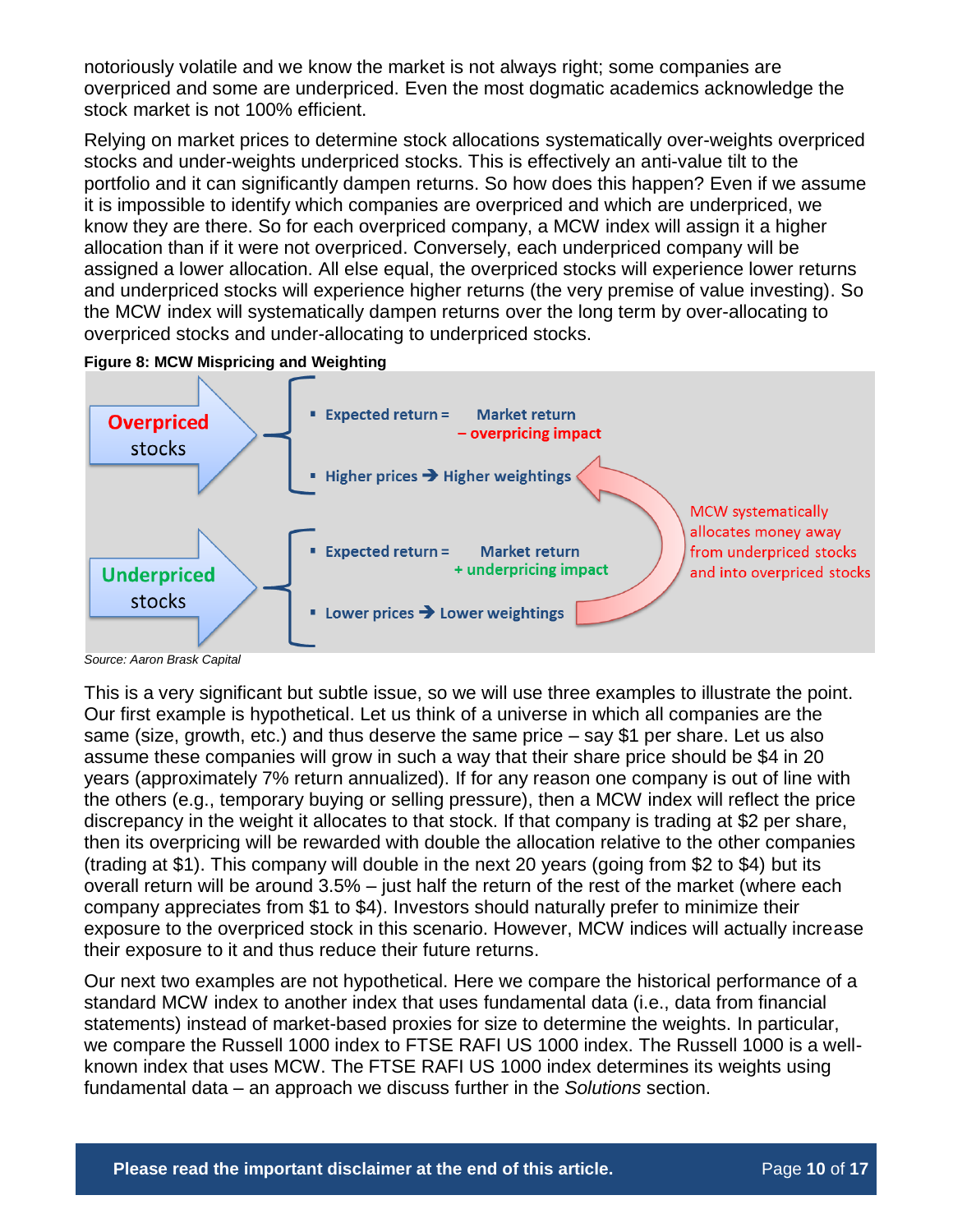notoriously volatile and we know the market is not always right; some companies are overpriced and some are underpriced. Even the most dogmatic academics acknowledge the stock market is not 100% efficient.

Relying on market prices to determine stock allocations systematically over-weights overpriced stocks and under-weights underpriced stocks. This is effectively an anti-value tilt to the portfolio and it can significantly dampen returns. So how does this happen? Even if we assume it is impossible to identify which companies are overpriced and which are underpriced, we know they are there. So for each overpriced company, a MCW index will assign it a higher allocation than if it were not overpriced. Conversely, each underpriced company will be assigned a lower allocation. All else equal, the overpriced stocks will experience lower returns and underpriced stocks will experience higher returns (the very premise of value investing). So the MCW index will systematically dampen returns over the long term by over-allocating to overpriced stocks and under-allocating to underpriced stocks.

**Figure 8: MCW Mispricing and Weighting**

**Overpriced stocks**
- Expected return = Market return – overpricing impact
- Higher prices ➔ Higher weightings

**Underpriced stocks**
- Expected return = Market return + underpricing impact
- Lower prices ➔ Lower weightings

MCW systematically allocates money away from underpriced stocks and into overpriced stocks

*Source: Aaron Brask Capital*

This is a very significant but subtle issue, so we will use three examples to illustrate the point. Our first example is hypothetical. Let us think of a universe in which all companies are the same (size, growth, etc.) and thus deserve the same price – say $1 per share. Let us also assume these companies will grow in such a way that their share price should be $4 in 20 years (approximately 7% return annualized). If for any reason one company is out of line with the others (e.g., temporary buying or selling pressure), then a MCW index will reflect the price discrepancy in the weight it allocates to that stock. If that company is trading at $2 per share, then its overpricing will be rewarded with double the allocation relative to the other companies (trading at $1). This company will double in the next 20 years (going from $2 to $4) but its overall return will be around 3.5% – just half the return of the rest of the market (where each company appreciates from $1 to $4). Investors should naturally prefer to minimize their exposure to the overpriced stock in this scenario. However, MCW indices will actually increase their exposure to it and thus reduce their future returns.

Our next two examples are not hypothetical. Here we compare the historical performance of a standard MCW index to another index that uses fundamental data (i.e., data from financial statements) instead of market-based proxies for size to determine the weights. In particular, we compare the Russell 1000 index to FTSE RAFI US 1000 index. The Russell 1000 is a well-known index that uses MCW. The FTSE RAFI US 1000 index determines its weights using fundamental data – an approach we discuss further in the *Solutions* section.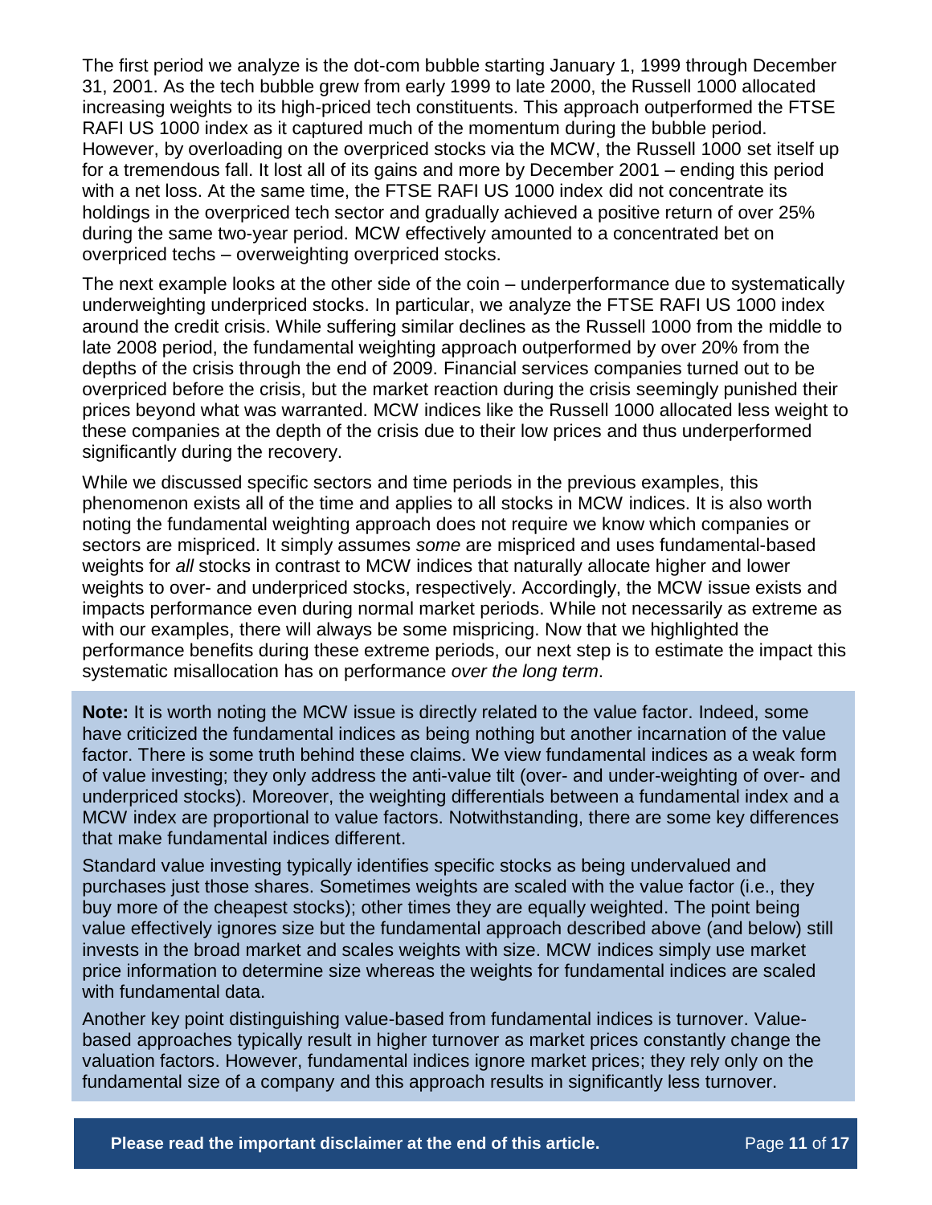The first period we analyze is the dot-com bubble starting January 1, 1999 through December 31, 2001. As the tech bubble grew from early 1999 to late 2000, the Russell 1000 allocated increasing weights to its high-priced tech constituents. This approach outperformed the FTSE RAFI US 1000 index as it captured much of the momentum during the bubble period. However, by overloading on the overpriced stocks via the MCW, the Russell 1000 set itself up for a tremendous fall. It lost all of its gains and more by December 2001 – ending this period with a net loss. At the same time, the FTSE RAFI US 1000 index did not concentrate its holdings in the overpriced tech sector and gradually achieved a positive return of over 25% during the same two-year period. MCW effectively amounted to a concentrated bet on overpriced techs – overweighting overpriced stocks.

The next example looks at the other side of the coin – underperformance due to systematically underweighting underpriced stocks. In particular, we analyze the FTSE RAFI US 1000 index around the credit crisis. While suffering similar declines as the Russell 1000 from the middle to late 2008 period, the fundamental weighting approach outperformed by over 20% from the depths of the crisis through the end of 2009. Financial services companies turned out to be overpriced before the crisis, but the market reaction during the crisis seemingly punished their prices beyond what was warranted. MCW indices like the Russell 1000 allocated less weight to these companies at the depth of the crisis due to their low prices and thus underperformed significantly during the recovery.

While we discussed specific sectors and time periods in the previous examples, this phenomenon exists all of the time and applies to all stocks in MCW indices. It is also worth noting the fundamental weighting approach does not require we know which companies or sectors are mispriced. It simply assumes *some* are mispriced and uses fundamental-based weights for *all* stocks in contrast to MCW indices that naturally allocate higher and lower weights to over- and underpriced stocks, respectively. Accordingly, the MCW issue exists and impacts performance even during normal market periods. While not necessarily as extreme as with our examples, there will always be some mispricing. Now that we highlighted the performance benefits during these extreme periods, our next step is to estimate the impact this systematic misallocation has on performance *over the long term*.

**Note:** It is worth noting the MCW issue is directly related to the value factor. Indeed, some have criticized the fundamental indices as being nothing but another incarnation of the value factor. There is some truth behind these claims. We view fundamental indices as a weak form of value investing; they only address the anti-value tilt (over- and under-weighting of over- and underpriced stocks). Moreover, the weighting differentials between a fundamental index and a MCW index are proportional to value factors. Notwithstanding, there are some key differences that make fundamental indices different.

Standard value investing typically identifies specific stocks as being undervalued and purchases just those shares. Sometimes weights are scaled with the value factor (i.e., they buy more of the cheapest stocks); other times they are equally weighted. The point being value effectively ignores size but the fundamental approach described above (and below) still invests in the broad market and scales weights with size. MCW indices simply use market price information to determine size whereas the weights for fundamental indices are scaled with fundamental data.

Another key point distinguishing value-based from fundamental indices is turnover. Value-based approaches typically result in higher turnover as market prices constantly change the valuation factors. However, fundamental indices ignore market prices; they rely only on the fundamental size of a company and this approach results in significantly less turnover.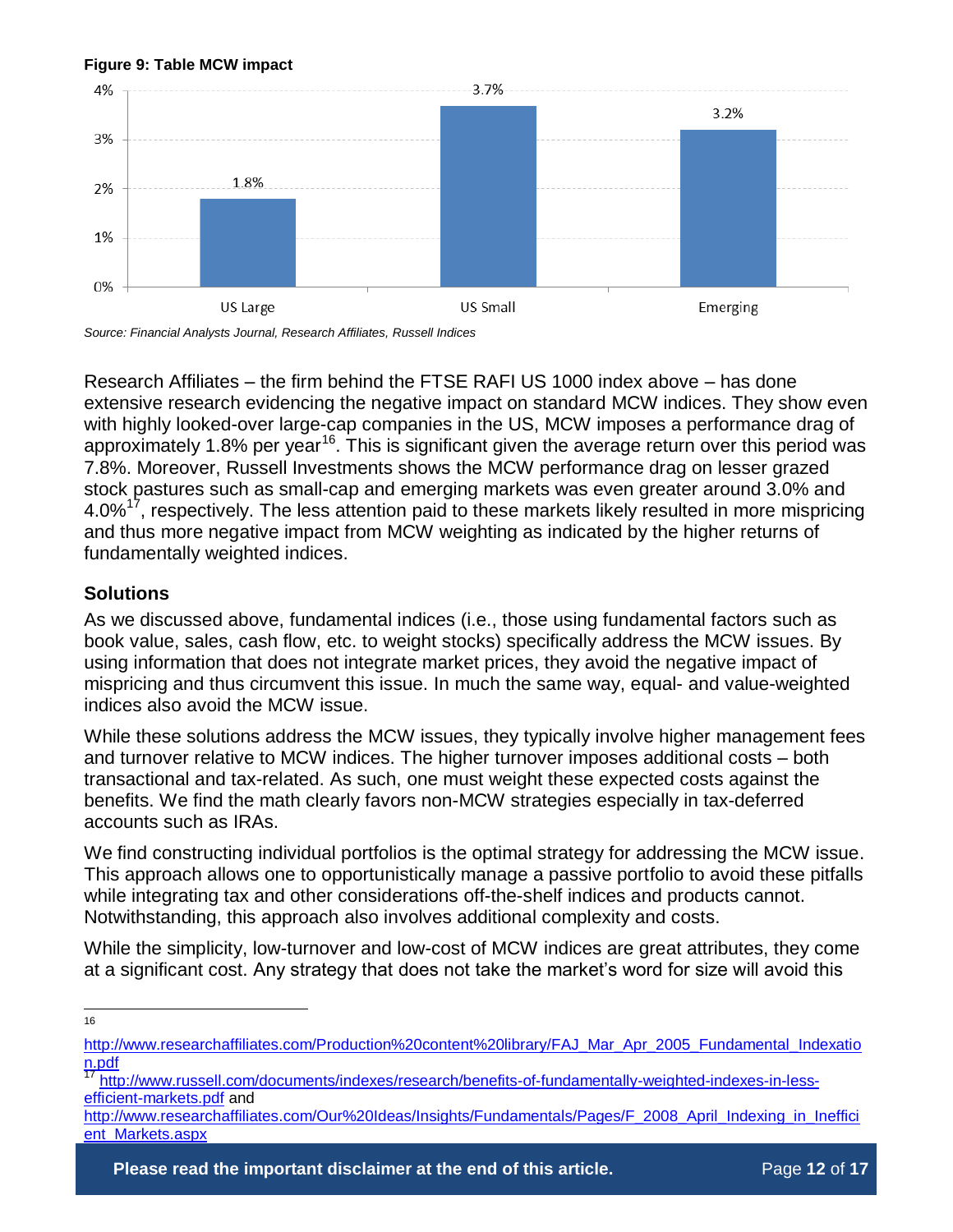**Figure 9: Table MCW impact**

| | US Large | US Small | Emerging |
|---|---|---|---|
| MCW impact | 1.8% | 3.7% | 3.2% |

*Source: Financial Analysts Journal, Research Affiliates, Russell Indices*

Research Affiliates – the firm behind the FTSE RAFI US 1000 index above – has done extensive research evidencing the negative impact on standard MCW indices. They show even with highly looked-over large-cap companies in the US, MCW imposes a performance drag of approximately 1.8% per year[16]. This is significant given the average return over this period was 7.8%. Moreover, Russell Investments shows the MCW performance drag on lesser grazed stock pastures such as small-cap and emerging markets was even greater around 3.0% and 4.0%[17], respectively. The less attention paid to these markets likely resulted in more mispricing and thus more negative impact from MCW weighting as indicated by the higher returns of fundamentally weighted indices.

## Solutions

As we discussed above, fundamental indices (i.e., those using fundamental factors such as book value, sales, cash flow, etc. to weight stocks) specifically address the MCW issues. By using information that does not integrate market prices, they avoid the negative impact of mispricing and thus circumvent this issue. In much the same way, equal- and value-weighted indices also avoid the MCW issue.

While these solutions address the MCW issues, they typically involve higher management fees and turnover relative to MCW indices. The higher turnover imposes additional costs – both transactional and tax-related. As such, one must weight these expected costs against the benefits. We find the math clearly favors non-MCW strategies especially in tax-deferred accounts such as IRAs.

We find constructing individual portfolios is the optimal strategy for addressing the MCW issue. This approach allows one to opportunistically manage a passive portfolio to avoid these pitfalls while integrating tax and other considerations off-the-shelf indices and products cannot. Notwithstanding, this approach also involves additional complexity and costs.

While the simplicity, low-turnover and low-cost of MCW indices are great attributes, they come at a significant cost. Any strategy that does not take the market's word for size will avoid this

---

[16] http://www.researchaffiliates.com/Production%20content%20library/FAJ_Mar_Apr_2005_Fundamental_Indexation.pdf

[17] http://www.russell.com/documents/indexes/research/benefits-of-fundamentally-weighted-indexes-in-less-efficient-markets.pdf and http://www.researchaffiliates.com/Our%20Ideas/Insights/Fundamentals/Pages/F_2008_April_Indexing_in_Inefficient_Markets.aspx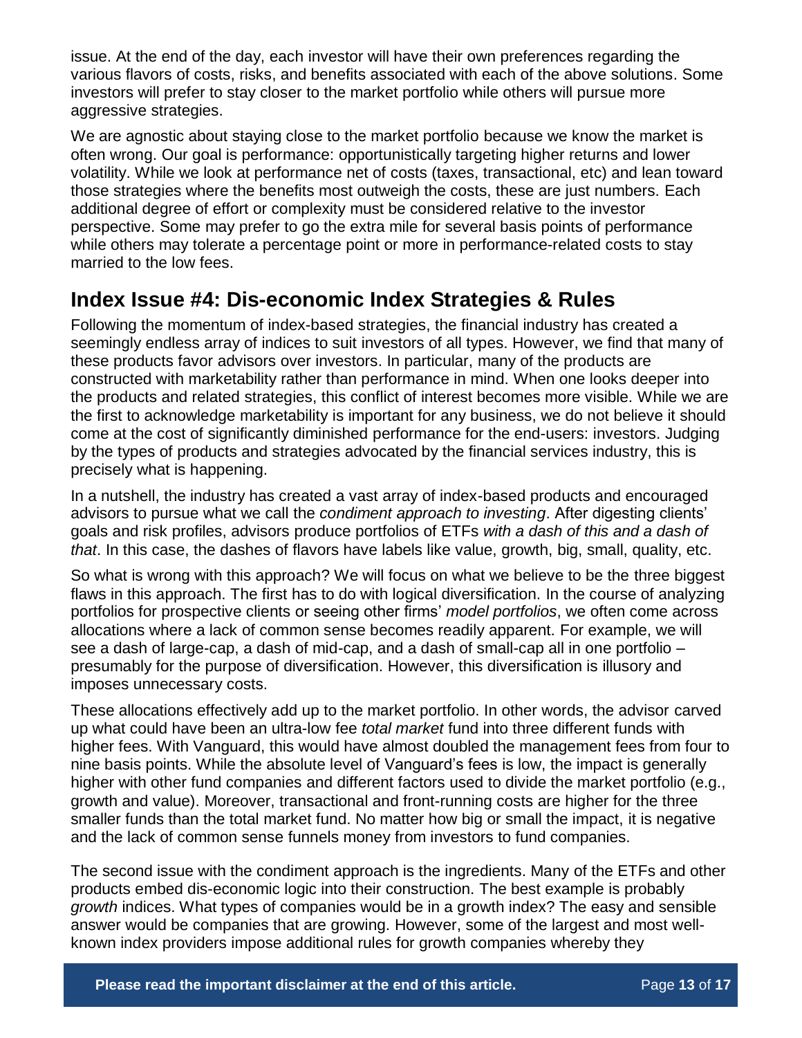issue. At the end of the day, each investor will have their own preferences regarding the various flavors of costs, risks, and benefits associated with each of the above solutions. Some investors will prefer to stay closer to the market portfolio while others will pursue more aggressive strategies.

We are agnostic about staying close to the market portfolio because we know the market is often wrong. Our goal is performance: opportunistically targeting higher returns and lower volatility. While we look at performance net of costs (taxes, transactional, etc) and lean toward those strategies where the benefits most outweigh the costs, these are just numbers. Each additional degree of effort or complexity must be considered relative to the investor perspective. Some may prefer to go the extra mile for several basis points of performance while others may tolerate a percentage point or more in performance-related costs to stay married to the low fees.

## Index Issue #4: Dis-economic Index Strategies & Rules

Following the momentum of index-based strategies, the financial industry has created a seemingly endless array of indices to suit investors of all types. However, we find that many of these products favor advisors over investors. In particular, many of the products are constructed with marketability rather than performance in mind. When one looks deeper into the products and related strategies, this conflict of interest becomes more visible. While we are the first to acknowledge marketability is important for any business, we do not believe it should come at the cost of significantly diminished performance for the end-users: investors. Judging by the types of products and strategies advocated by the financial services industry, this is precisely what is happening.

In a nutshell, the industry has created a vast array of index-based products and encouraged advisors to pursue what we call the *condiment approach to investing*. After digesting clients' goals and risk profiles, advisors produce portfolios of ETFs *with a dash of this and a dash of that*. In this case, the dashes of flavors have labels like value, growth, big, small, quality, etc.

So what is wrong with this approach? We will focus on what we believe to be the three biggest flaws in this approach. The first has to do with logical diversification. In the course of analyzing portfolios for prospective clients or seeing other firms' *model portfolios*, we often come across allocations where a lack of common sense becomes readily apparent. For example, we will see a dash of large-cap, a dash of mid-cap, and a dash of small-cap all in one portfolio – presumably for the purpose of diversification. However, this diversification is illusory and imposes unnecessary costs.

These allocations effectively add up to the market portfolio. In other words, the advisor carved up what could have been an ultra-low fee *total market* fund into three different funds with higher fees. With Vanguard, this would have almost doubled the management fees from four to nine basis points. While the absolute level of Vanguard's fees is low, the impact is generally higher with other fund companies and different factors used to divide the market portfolio (e.g., growth and value). Moreover, transactional and front-running costs are higher for the three smaller funds than the total market fund. No matter how big or small the impact, it is negative and the lack of common sense funnels money from investors to fund companies.

The second issue with the condiment approach is the ingredients. Many of the ETFs and other products embed dis-economic logic into their construction. The best example is probably *growth* indices. What types of companies would be in a growth index? The easy and sensible answer would be companies that are growing. However, some of the largest and most well-known index providers impose additional rules for growth companies whereby they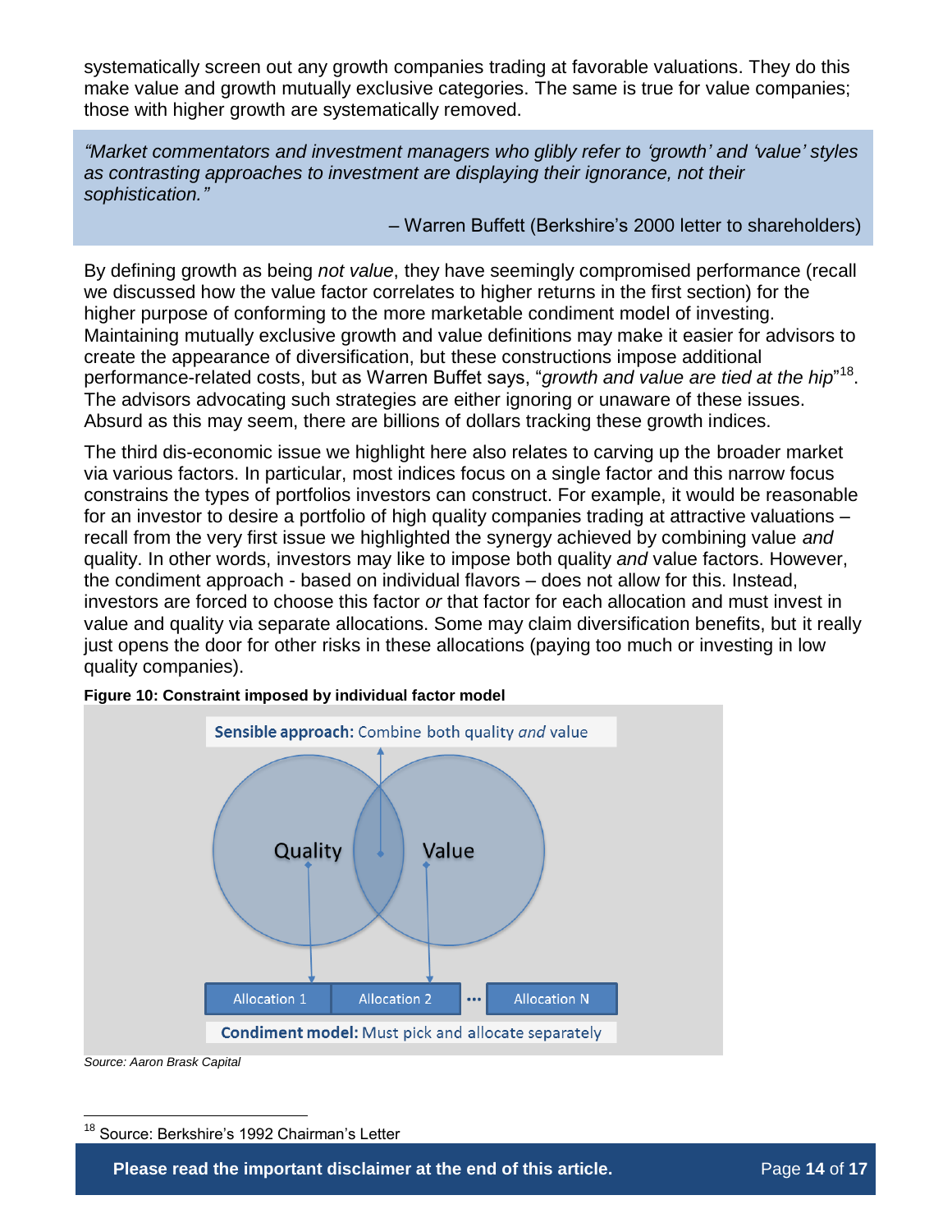systematically screen out any growth companies trading at favorable valuations. They do this make value and growth mutually exclusive categories. The same is true for value companies; those with higher growth are systematically removed.

> *"Market commentators and investment managers who glibly refer to 'growth' and 'value' styles as contrasting approaches to investment are displaying their ignorance, not their sophistication."*
>
> – Warren Buffett (Berkshire's 2000 letter to shareholders)

By defining growth as being *not value*, they have seemingly compromised performance (recall we discussed how the value factor correlates to higher returns in the first section) for the higher purpose of conforming to the more marketable condiment model of investing. Maintaining mutually exclusive growth and value definitions may make it easier for advisors to create the appearance of diversification, but these constructions impose additional performance-related costs, but as Warren Buffet says, "*growth and value are tied at the hip*"[18]. The advisors advocating such strategies are either ignoring or unaware of these issues. Absurd as this may seem, there are billions of dollars tracking these growth indices.

The third dis-economic issue we highlight here also relates to carving up the broader market via various factors. In particular, most indices focus on a single factor and this narrow focus constrains the types of portfolios investors can construct. For example, it would be reasonable for an investor to desire a portfolio of high quality companies trading at attractive valuations – recall from the very first issue we highlighted the synergy achieved by combining value *and* quality. In other words, investors may like to impose both quality *and* value factors. However, the condiment approach - based on individual flavors – does not allow for this. Instead, investors are forced to choose this factor *or* that factor for each allocation and must invest in value and quality via separate allocations. Some may claim diversification benefits, but it really just opens the door for other risks in these allocations (paying too much or investing in low quality companies).

**Figure 10: Constraint imposed by individual factor model**

**Sensible approach:** Combine both quality *and* value

Quality | Value

Allocation 1 | Allocation 2 | ... | Allocation N

**Condiment model:** Must pick and allocate separately

*Source: Aaron Brask Capital*

[18] Source: Berkshire's 1992 Chairman's Letter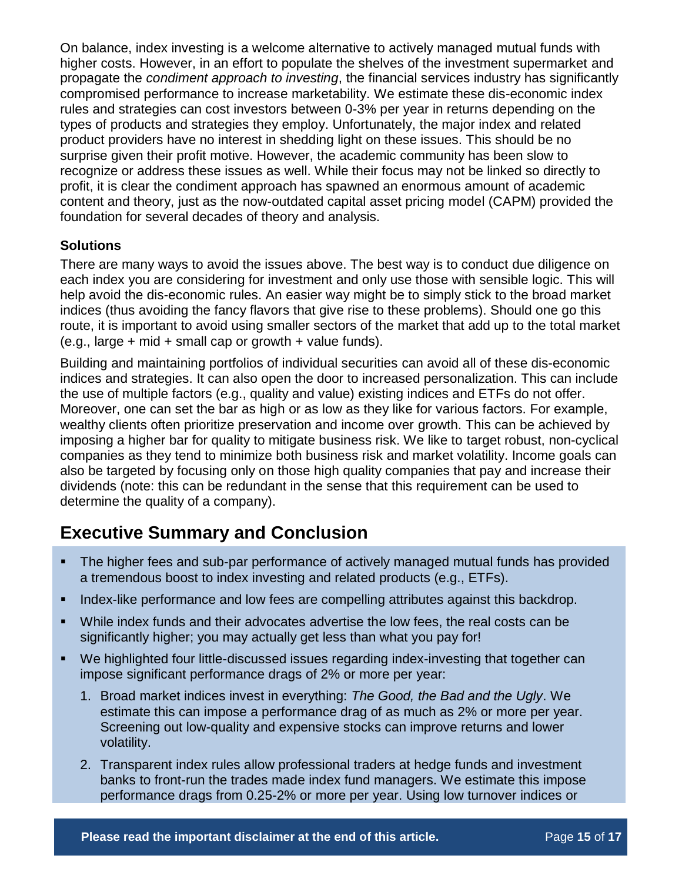On balance, index investing is a welcome alternative to actively managed mutual funds with higher costs. However, in an effort to populate the shelves of the investment supermarket and propagate the *condiment approach to investing*, the financial services industry has significantly compromised performance to increase marketability. We estimate these dis-economic index rules and strategies can cost investors between 0-3% per year in returns depending on the types of products and strategies they employ. Unfortunately, the major index and related product providers have no interest in shedding light on these issues. This should be no surprise given their profit motive. However, the academic community has been slow to recognize or address these issues as well. While their focus may not be linked so directly to profit, it is clear the condiment approach has spawned an enormous amount of academic content and theory, just as the now-outdated capital asset pricing model (CAPM) provided the foundation for several decades of theory and analysis.

### Solutions

There are many ways to avoid the issues above. The best way is to conduct due diligence on each index you are considering for investment and only use those with sensible logic. This will help avoid the dis-economic rules. An easier way might be to simply stick to the broad market indices (thus avoiding the fancy flavors that give rise to these problems). Should one go this route, it is important to avoid using smaller sectors of the market that add up to the total market (e.g., large + mid + small cap or growth + value funds).

Building and maintaining portfolios of individual securities can avoid all of these dis-economic indices and strategies. It can also open the door to increased personalization. This can include the use of multiple factors (e.g., quality and value) existing indices and ETFs do not offer. Moreover, one can set the bar as high or as low as they like for various factors. For example, wealthy clients often prioritize preservation and income over growth. This can be achieved by imposing a higher bar for quality to mitigate business risk. We like to target robust, non-cyclical companies as they tend to minimize both business risk and market volatility. Income goals can also be targeted by focusing only on those high quality companies that pay and increase their dividends (note: this can be redundant in the sense that this requirement can be used to determine the quality of a company).

## Executive Summary and Conclusion

- The higher fees and sub-par performance of actively managed mutual funds has provided a tremendous boost to index investing and related products (e.g., ETFs).
- Index-like performance and low fees are compelling attributes against this backdrop.
- While index funds and their advocates advertise the low fees, the real costs can be significantly higher; you may actually get less than what you pay for!
- We highlighted four little-discussed issues regarding index-investing that together can impose significant performance drags of 2% or more per year:
  1. Broad market indices invest in everything: *The Good, the Bad and the Ugly*. We estimate this can impose a performance drag of as much as 2% or more per year. Screening out low-quality and expensive stocks can improve returns and lower volatility.
  2. Transparent index rules allow professional traders at hedge funds and investment banks to front-run the trades made index fund managers. We estimate this impose performance drags from 0.25-2% or more per year. Using low turnover indices or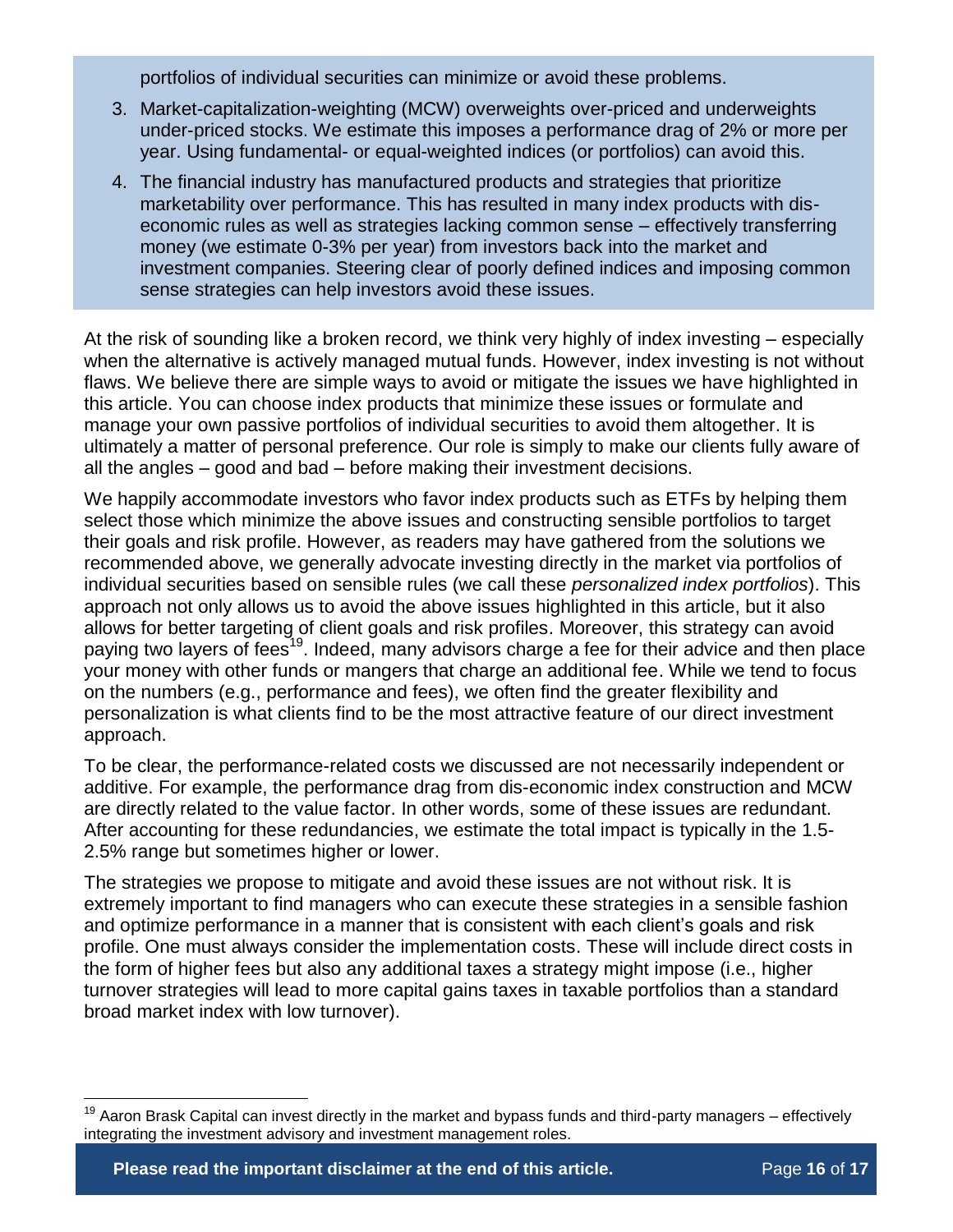portfolios of individual securities can minimize or avoid these problems.

3. Market-capitalization-weighting (MCW) overweights over-priced and underweights under-priced stocks. We estimate this imposes a performance drag of 2% or more per year. Using fundamental- or equal-weighted indices (or portfolios) can avoid this.
4. The financial industry has manufactured products and strategies that prioritize marketability over performance. This has resulted in many index products with dis-economic rules as well as strategies lacking common sense – effectively transferring money (we estimate 0-3% per year) from investors back into the market and investment companies. Steering clear of poorly defined indices and imposing common sense strategies can help investors avoid these issues.

At the risk of sounding like a broken record, we think very highly of index investing – especially when the alternative is actively managed mutual funds. However, index investing is not without flaws. We believe there are simple ways to avoid or mitigate the issues we have highlighted in this article. You can choose index products that minimize these issues or formulate and manage your own passive portfolios of individual securities to avoid them altogether. It is ultimately a matter of personal preference. Our role is simply to make our clients fully aware of all the angles – good and bad – before making their investment decisions.

We happily accommodate investors who favor index products such as ETFs by helping them select those which minimize the above issues and constructing sensible portfolios to target their goals and risk profile. However, as readers may have gathered from the solutions we recommended above, we generally advocate investing directly in the market via portfolios of individual securities based on sensible rules (we call these *personalized index portfolios*). This approach not only allows us to avoid the above issues highlighted in this article, but it also allows for better targeting of client goals and risk profiles. Moreover, this strategy can avoid paying two layers of fees[19]. Indeed, many advisors charge a fee for their advice and then place your money with other funds or mangers that charge an additional fee. While we tend to focus on the numbers (e.g., performance and fees), we often find the greater flexibility and personalization is what clients find to be the most attractive feature of our direct investment approach.

To be clear, the performance-related costs we discussed are not necessarily independent or additive. For example, the performance drag from dis-economic index construction and MCW are directly related to the value factor. In other words, some of these issues are redundant. After accounting for these redundancies, we estimate the total impact is typically in the 1.5-2.5% range but sometimes higher or lower.

The strategies we propose to mitigate and avoid these issues are not without risk. It is extremely important to find managers who can execute these strategies in a sensible fashion and optimize performance in a manner that is consistent with each client's goals and risk profile. One must always consider the implementation costs. These will include direct costs in the form of higher fees but also any additional taxes a strategy might impose (i.e., higher turnover strategies will lead to more capital gains taxes in taxable portfolios than a standard broad market index with low turnover).

[19] Aaron Brask Capital can invest directly in the market and bypass funds and third-party managers – effectively integrating the investment advisory and investment management roles.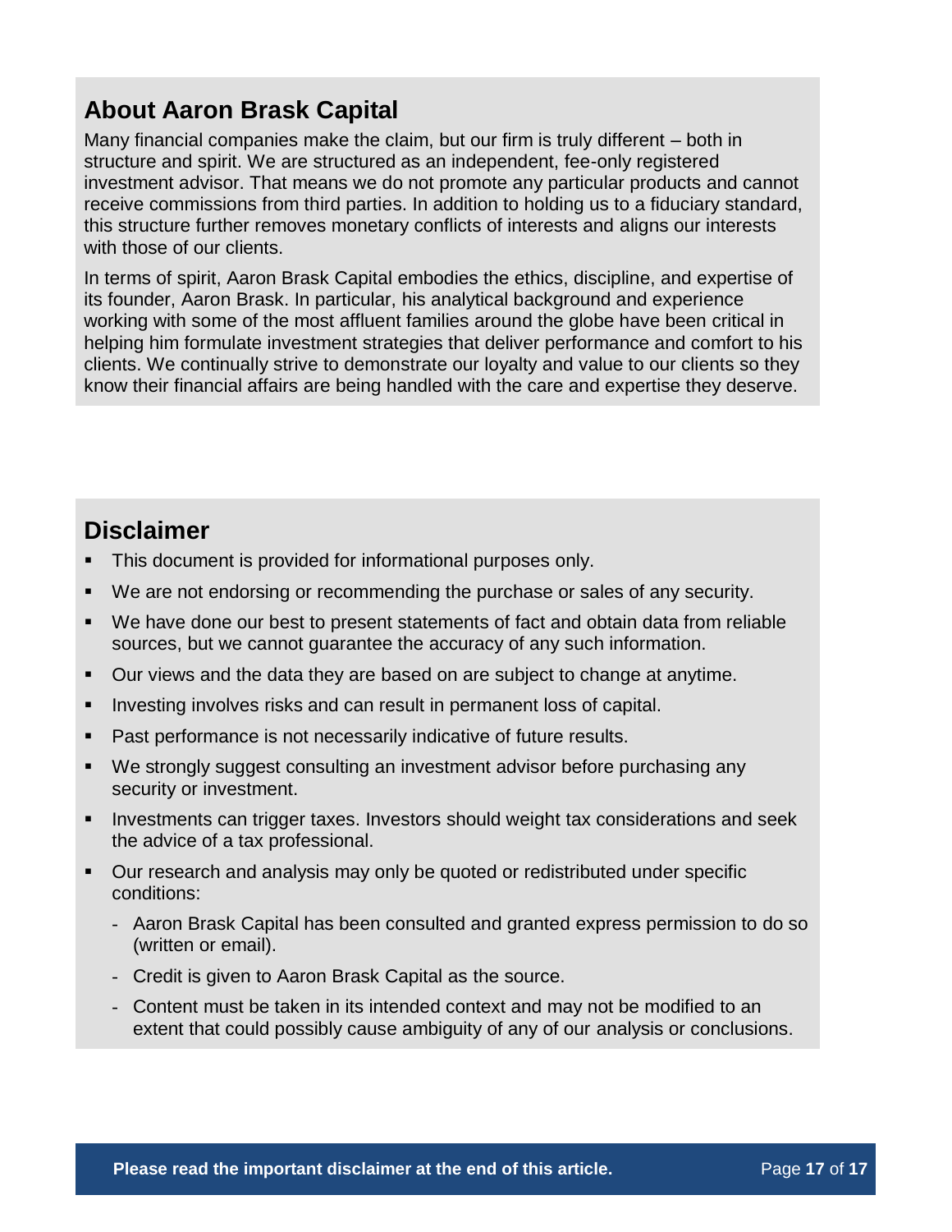## About Aaron Brask Capital

Many financial companies make the claim, but our firm is truly different – both in structure and spirit. We are structured as an independent, fee-only registered investment advisor. That means we do not promote any particular products and cannot receive commissions from third parties. In addition to holding us to a fiduciary standard, this structure further removes monetary conflicts of interests and aligns our interests with those of our clients.

In terms of spirit, Aaron Brask Capital embodies the ethics, discipline, and expertise of its founder, Aaron Brask. In particular, his analytical background and experience working with some of the most affluent families around the globe have been critical in helping him formulate investment strategies that deliver performance and comfort to his clients. We continually strive to demonstrate our loyalty and value to our clients so they know their financial affairs are being handled with the care and expertise they deserve.

## Disclaimer

- This document is provided for informational purposes only.
- We are not endorsing or recommending the purchase or sales of any security.
- We have done our best to present statements of fact and obtain data from reliable sources, but we cannot guarantee the accuracy of any such information.
- Our views and the data they are based on are subject to change at anytime.
- Investing involves risks and can result in permanent loss of capital.
- Past performance is not necessarily indicative of future results.
- We strongly suggest consulting an investment advisor before purchasing any security or investment.
- Investments can trigger taxes. Investors should weight tax considerations and seek the advice of a tax professional.
- Our research and analysis may only be quoted or redistributed under specific conditions:
  - Aaron Brask Capital has been consulted and granted express permission to do so (written or email).
  - Credit is given to Aaron Brask Capital as the source.
  - Content must be taken in its intended context and may not be modified to an extent that could possibly cause ambiguity of any of our analysis or conclusions.